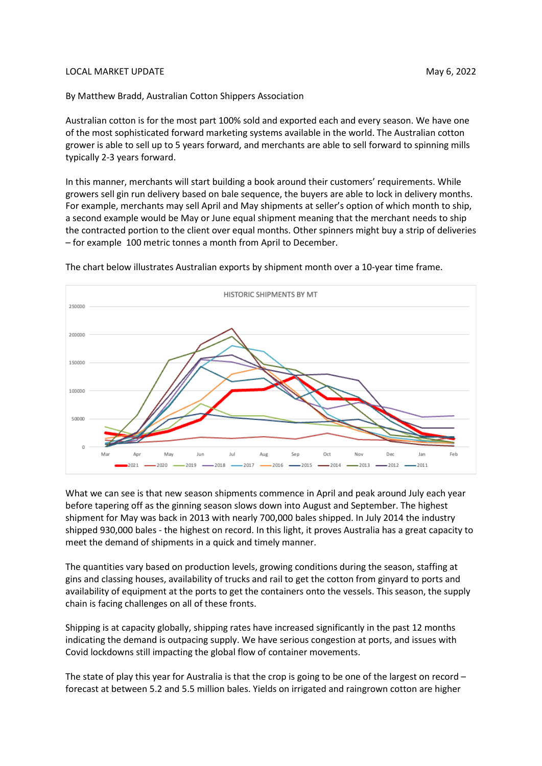LOCAL MARKET UPDATE May 6, 2022

By Matthew Bradd, Australian Cotton Shippers Association

Australian cotton is for the most part 100% sold and exported each and every season. We have one of the most sophisticated forward marketing systems available in the world. The Australian cotton grower is able to sell up to 5 years forward, and merchants are able to sell forward to spinning mills typically 2-3 years forward.

In this manner, merchants will start building a book around their customers' requirements. While growers sell gin run delivery based on bale sequence, the buyers are able to lock in delivery months. For example, merchants may sell April and May shipments at seller's option of which month to ship, a second example would be May or June equal shipment meaning that the merchant needs to ship the contracted portion to the client over equal months. Other spinners might buy a strip of deliveries – for example 100 metric tonnes a month from April to December.

The chart below illustrates Australian exports by shipment month over a 10-year time frame.

HISTORIC SHIPMENTS BY MT

What we can see is that new season shipments commence in April and peak around July each year before tapering off as the ginning season slows down into August and September. The highest shipment for May was back in 2013 with nearly 700,000 bales shipped. In July 2014 the industry shipped 930,000 bales - the highest on record. In this light, it proves Australia has a great capacity to meet the demand of shipments in a quick and timely manner.

The quantities vary based on production levels, growing conditions during the season, staffing at gins and classing houses, availability of trucks and rail to get the cotton from ginyard to ports and availability of equipment at the ports to get the containers onto the vessels. This season, the supply chain is facing challenges on all of these fronts.

Shipping is at capacity globally, shipping rates have increased significantly in the past 12 months indicating the demand is outpacing supply. We have serious congestion at ports, and issues with Covid lockdowns still impacting the global flow of container movements.

The state of play this year for Australia is that the crop is going to be one of the largest on record – forecast at between 5.2 and 5.5 million bales. Yields on irrigated and raingrown cotton are higher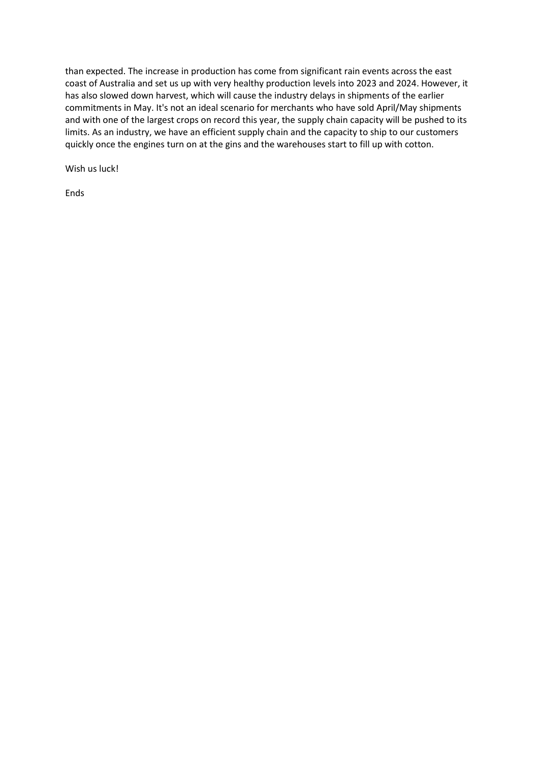than expected. The increase in production has come from significant rain events across the east coast of Australia and set us up with very healthy production levels into 2023 and 2024. However, it has also slowed down harvest, which will cause the industry delays in shipments of the earlier commitments in May. It's not an ideal scenario for merchants who have sold April/May shipments and with one of the largest crops on record this year, the supply chain capacity will be pushed to its limits. As an industry, we have an efficient supply chain and the capacity to ship to our customers quickly once the engines turn on at the gins and the warehouses start to fill up with cotton.

Wish us luck!

Ends